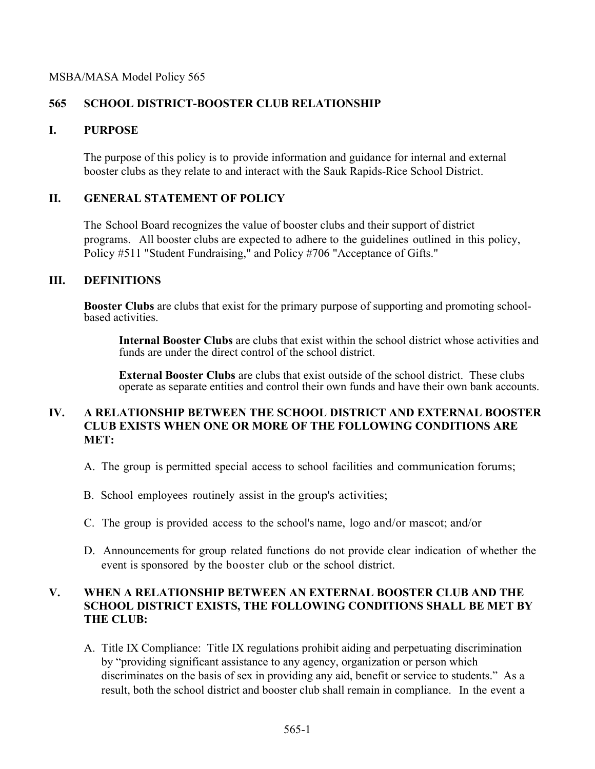MSBA/MASA Model Policy 565

# 565 SCHOOL DISTRICT-BOOSTER CLUB RELATIONSHIP

## I. PURPOSE

The purpose of this policy is to provide information and guidance for internal and external booster clubs as they relate to and interact with the Sauk Rapids-Rice School District.

## II. GENERAL STATEMENT OF POLICY

The School Board recognizes the value of booster clubs and their support of district programs. All booster clubs are expected to adhere to the guidelines outlined in this policy, Policy #511 "Student Fundraising," and Policy #706 "Acceptance of Gifts."

## III. DEFINITIONS

**Booster Clubs** are clubs that exist for the primary purpose of supporting and promoting school-based activities.

**Internal Booster Clubs** are clubs that exist within the school district whose activities and funds are under the direct control of the school district.

**External Booster Clubs** are clubs that exist outside of the school district. These clubs operate as separate entities and control their own funds and have their own bank accounts.

## IV. A RELATIONSHIP BETWEEN THE SCHOOL DISTRICT AND EXTERNAL BOOSTER CLUB EXISTS WHEN ONE OR MORE OF THE FOLLOWING CONDITIONS ARE MET:

A. The group is permitted special access to school facilities and communication forums;

B. School employees routinely assist in the group's activities;

C. The group is provided access to the school's name, logo and/or mascot; and/or

D. Announcements for group related functions do not provide clear indication of whether the event is sponsored by the booster club or the school district.

## V. WHEN A RELATIONSHIP BETWEEN AN EXTERNAL BOOSTER CLUB AND THE SCHOOL DISTRICT EXISTS, THE FOLLOWING CONDITIONS SHALL BE MET BY THE CLUB:

A. Title IX Compliance: Title IX regulations prohibit aiding and perpetuating discrimination by "providing significant assistance to any agency, organization or person which discriminates on the basis of sex in providing any aid, benefit or service to students." As a result, both the school district and booster club shall remain in compliance. In the event a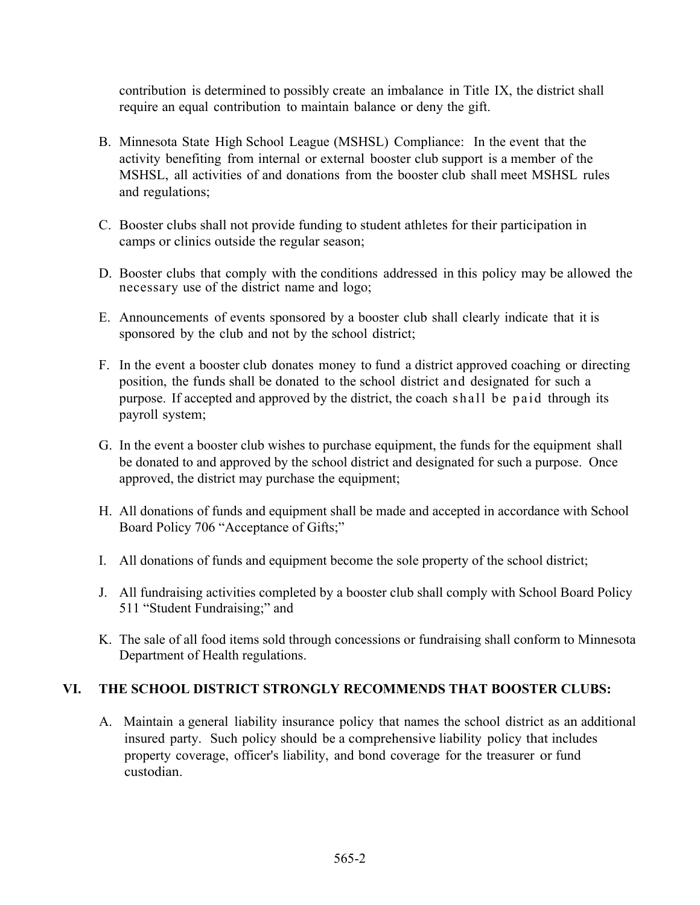contribution is determined to possibly create an imbalance in Title IX, the district shall require an equal contribution to maintain balance or deny the gift.

B. Minnesota State High School League (MSHSL) Compliance: In the event that the activity benefiting from internal or external booster club support is a member of the MSHSL, all activities of and donations from the booster club shall meet MSHSL rules and regulations;

C. Booster clubs shall not provide funding to student athletes for their participation in camps or clinics outside the regular season;

D. Booster clubs that comply with the conditions addressed in this policy may be allowed the necessary use of the district name and logo;

E. Announcements of events sponsored by a booster club shall clearly indicate that it is sponsored by the club and not by the school district;

F. In the event a booster club donates money to fund a district approved coaching or directing position, the funds shall be donated to the school district and designated for such a purpose. If accepted and approved by the district, the coach shall be paid through its payroll system;

G. In the event a booster club wishes to purchase equipment, the funds for the equipment shall be donated to and approved by the school district and designated for such a purpose. Once approved, the district may purchase the equipment;

H. All donations of funds and equipment shall be made and accepted in accordance with School Board Policy 706 "Acceptance of Gifts;"

I. All donations of funds and equipment become the sole property of the school district;

J. All fundraising activities completed by a booster club shall comply with School Board Policy 511 "Student Fundraising;" and

K. The sale of all food items sold through concessions or fundraising shall conform to Minnesota Department of Health regulations.

## VI. THE SCHOOL DISTRICT STRONGLY RECOMMENDS THAT BOOSTER CLUBS:

A. Maintain a general liability insurance policy that names the school district as an additional insured party. Such policy should be a comprehensive liability policy that includes property coverage, officer's liability, and bond coverage for the treasurer or fund custodian.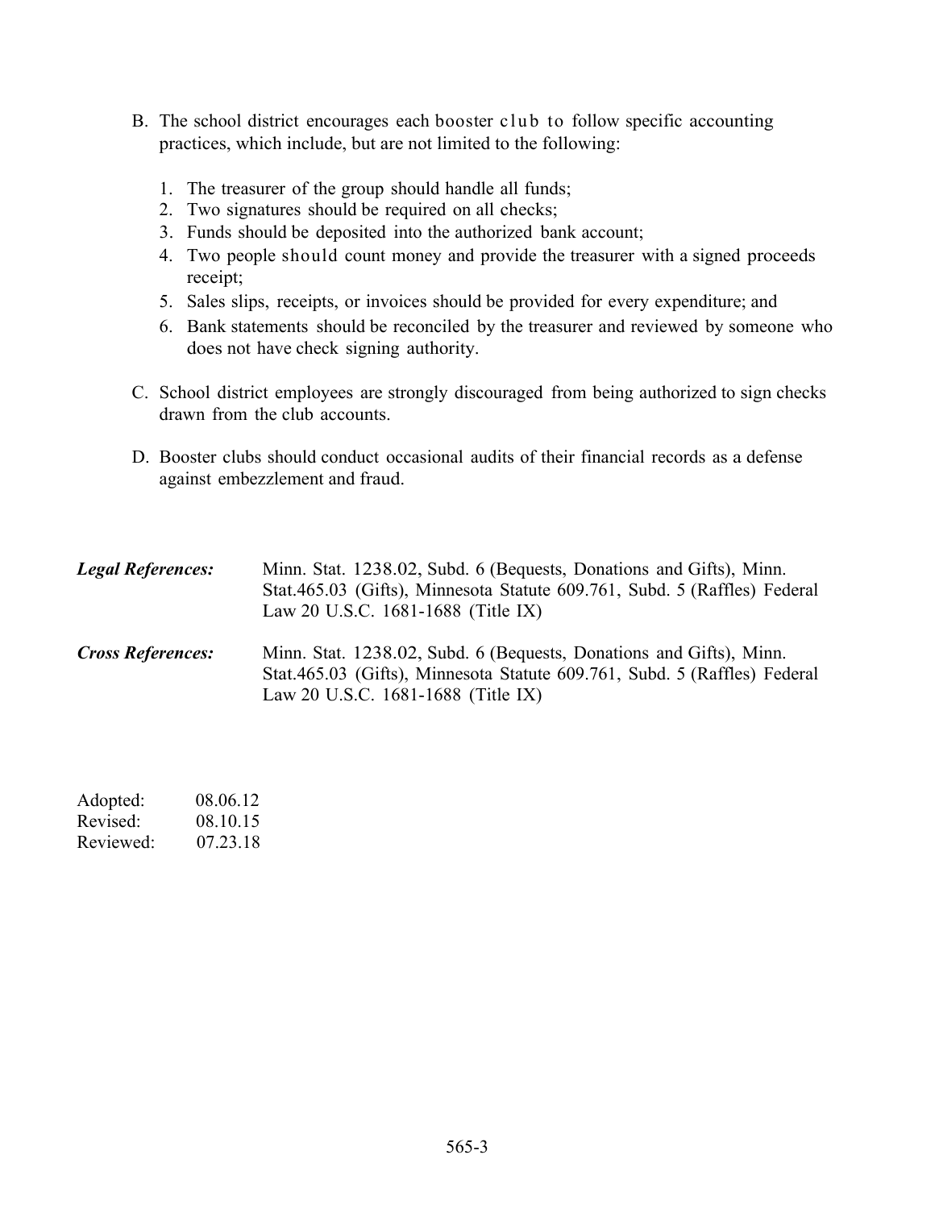B. The school district encourages each booster club to follow specific accounting practices, which include, but are not limited to the following:

   1. The treasurer of the group should handle all funds;
   2. Two signatures should be required on all checks;
   3. Funds should be deposited into the authorized bank account;
   4. Two people should count money and provide the treasurer with a signed proceeds receipt;
   5. Sales slips, receipts, or invoices should be provided for every expenditure; and
   6. Bank statements should be reconciled by the treasurer and reviewed by someone who does not have check signing authority.

C. School district employees are strongly discouraged from being authorized to sign checks drawn from the club accounts.

D. Booster clubs should conduct occasional audits of their financial records as a defense against embezzlement and fraud.

***Legal References:*** Minn. Stat. 1238.02, Subd. 6 (Bequests, Donations and Gifts), Minn. Stat.465.03 (Gifts), Minnesota Statute 609.761, Subd. 5 (Raffles) Federal Law 20 U.S.C. 1681-1688 (Title IX)

***Cross References:*** Minn. Stat. 1238.02, Subd. 6 (Bequests, Donations and Gifts), Minn. Stat.465.03 (Gifts), Minnesota Statute 609.761, Subd. 5 (Raffles) Federal Law 20 U.S.C. 1681-1688 (Title IX)

Adopted: 08.06.12
Revised: 08.10.15
Reviewed: 07.23.18